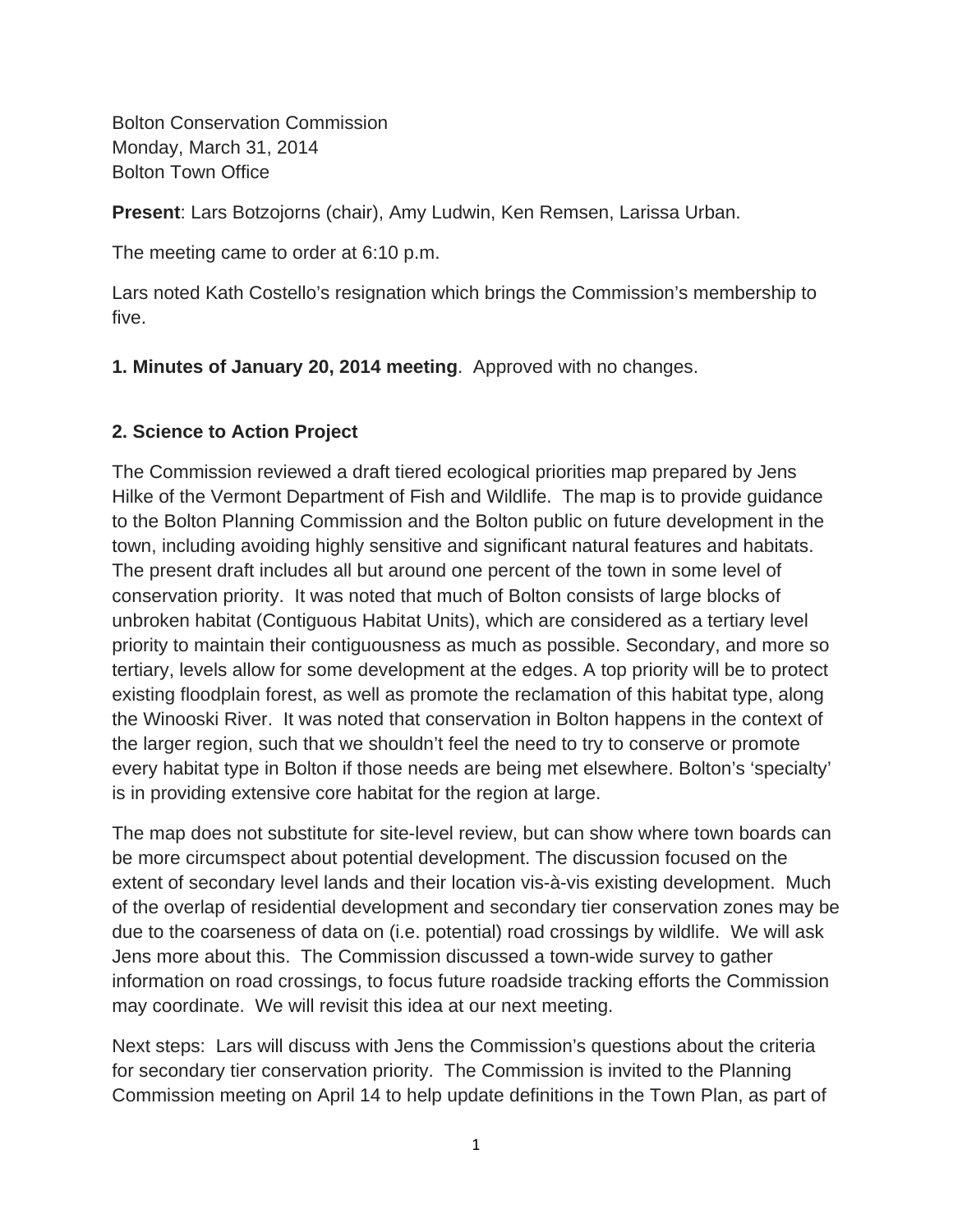Bolton Conservation Commission
Monday, March 31, 2014
Bolton Town Office

**Present**: Lars Botzojorns (chair), Amy Ludwin, Ken Remsen, Larissa Urban.

The meeting came to order at 6:10 p.m.

Lars noted Kath Costello's resignation which brings the Commission's membership to five.

**1. Minutes of January 20, 2014 meeting**. Approved with no changes.

**2. Science to Action Project**

The Commission reviewed a draft tiered ecological priorities map prepared by Jens Hilke of the Vermont Department of Fish and Wildlife. The map is to provide guidance to the Bolton Planning Commission and the Bolton public on future development in the town, including avoiding highly sensitive and significant natural features and habitats. The present draft includes all but around one percent of the town in some level of conservation priority. It was noted that much of Bolton consists of large blocks of unbroken habitat (Contiguous Habitat Units), which are considered as a tertiary level priority to maintain their contiguousness as much as possible. Secondary, and more so tertiary, levels allow for some development at the edges. A top priority will be to protect existing floodplain forest, as well as promote the reclamation of this habitat type, along the Winooski River. It was noted that conservation in Bolton happens in the context of the larger region, such that we shouldn't feel the need to try to conserve or promote every habitat type in Bolton if those needs are being met elsewhere. Bolton's 'specialty' is in providing extensive core habitat for the region at large.

The map does not substitute for site-level review, but can show where town boards can be more circumspect about potential development. The discussion focused on the extent of secondary level lands and their location vis-à-vis existing development. Much of the overlap of residential development and secondary tier conservation zones may be due to the coarseness of data on (i.e. potential) road crossings by wildlife. We will ask Jens more about this. The Commission discussed a town-wide survey to gather information on road crossings, to focus future roadside tracking efforts the Commission may coordinate. We will revisit this idea at our next meeting.

Next steps: Lars will discuss with Jens the Commission's questions about the criteria for secondary tier conservation priority. The Commission is invited to the Planning Commission meeting on April 14 to help update definitions in the Town Plan, as part of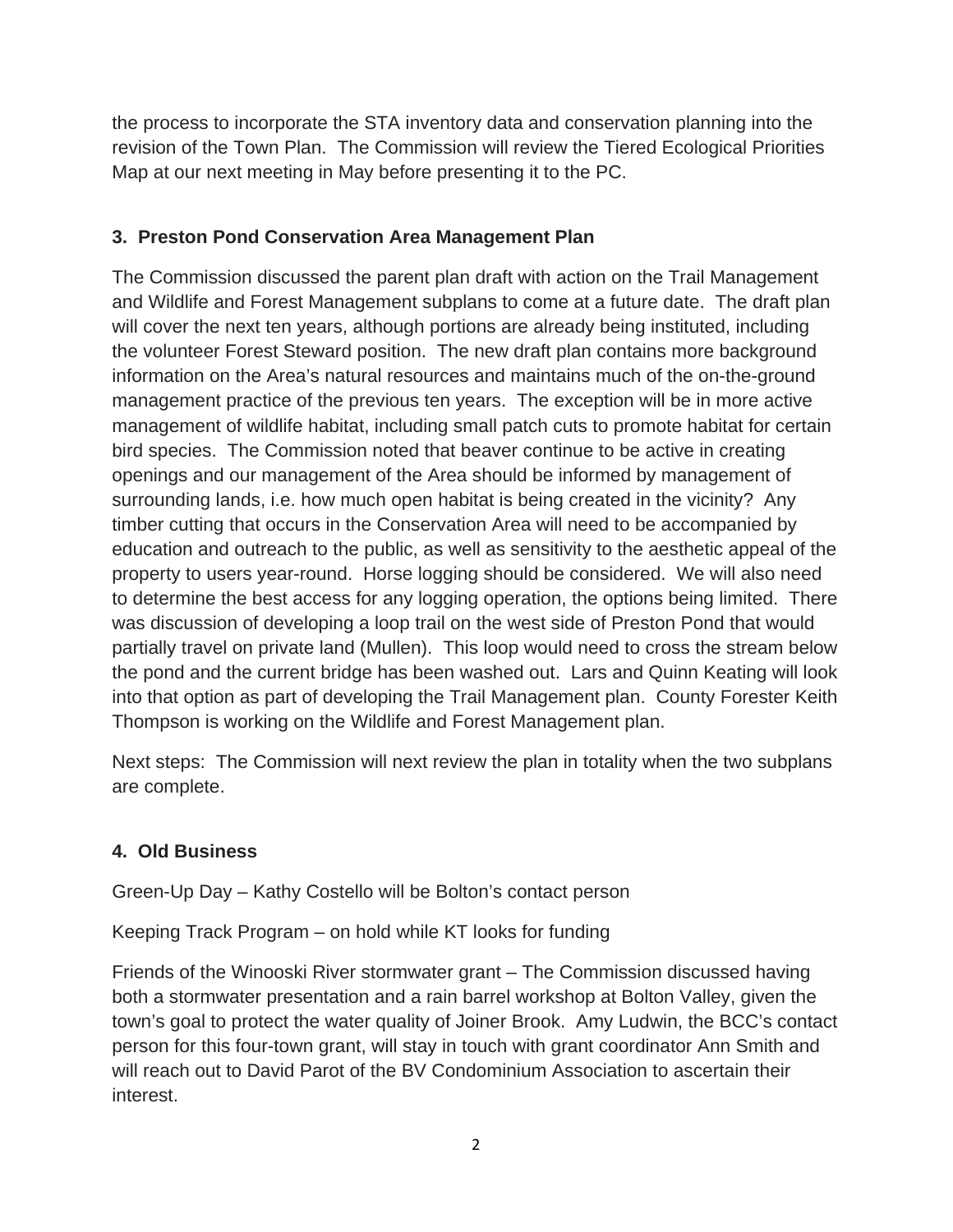the process to incorporate the STA inventory data and conservation planning into the revision of the Town Plan. The Commission will review the Tiered Ecological Priorities Map at our next meeting in May before presenting it to the PC.

**3. Preston Pond Conservation Area Management Plan**

The Commission discussed the parent plan draft with action on the Trail Management and Wildlife and Forest Management subplans to come at a future date. The draft plan will cover the next ten years, although portions are already being instituted, including the volunteer Forest Steward position. The new draft plan contains more background information on the Area's natural resources and maintains much of the on-the-ground management practice of the previous ten years. The exception will be in more active management of wildlife habitat, including small patch cuts to promote habitat for certain bird species. The Commission noted that beaver continue to be active in creating openings and our management of the Area should be informed by management of surrounding lands, i.e. how much open habitat is being created in the vicinity? Any timber cutting that occurs in the Conservation Area will need to be accompanied by education and outreach to the public, as well as sensitivity to the aesthetic appeal of the property to users year-round. Horse logging should be considered. We will also need to determine the best access for any logging operation, the options being limited. There was discussion of developing a loop trail on the west side of Preston Pond that would partially travel on private land (Mullen). This loop would need to cross the stream below the pond and the current bridge has been washed out. Lars and Quinn Keating will look into that option as part of developing the Trail Management plan. County Forester Keith Thompson is working on the Wildlife and Forest Management plan.

Next steps: The Commission will next review the plan in totality when the two subplans are complete.

**4. Old Business**

Green-Up Day – Kathy Costello will be Bolton's contact person

Keeping Track Program – on hold while KT looks for funding

Friends of the Winooski River stormwater grant – The Commission discussed having both a stormwater presentation and a rain barrel workshop at Bolton Valley, given the town's goal to protect the water quality of Joiner Brook. Amy Ludwin, the BCC's contact person for this four-town grant, will stay in touch with grant coordinator Ann Smith and will reach out to David Parot of the BV Condominium Association to ascertain their interest.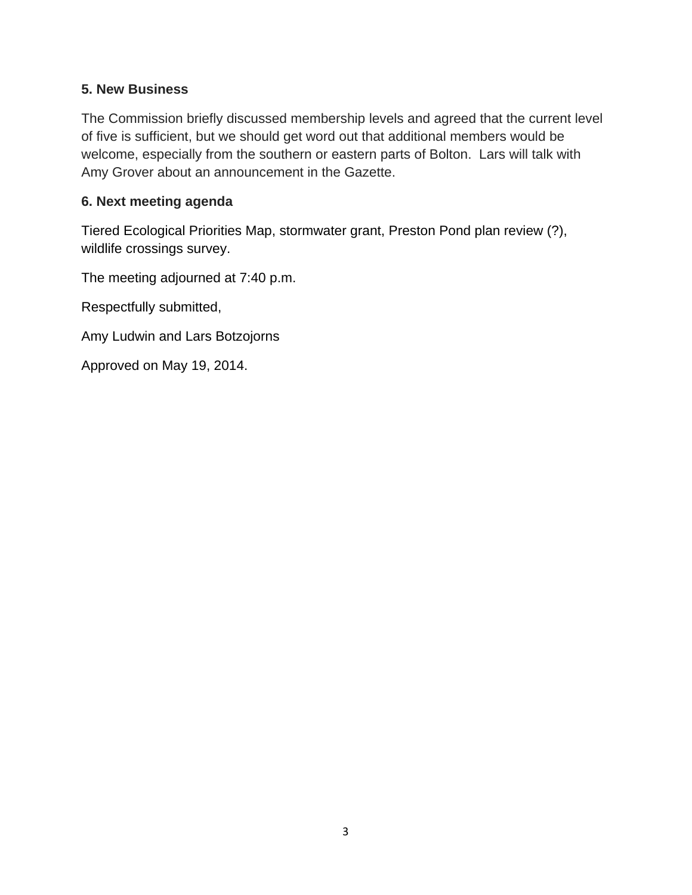### 5. New Business

The Commission briefly discussed membership levels and agreed that the current level of five is sufficient, but we should get word out that additional members would be welcome, especially from the southern or eastern parts of Bolton.  Lars will talk with Amy Grover about an announcement in the Gazette.

### 6. Next meeting agenda

Tiered Ecological Priorities Map, stormwater grant, Preston Pond plan review (?), wildlife crossings survey.

The meeting adjourned at 7:40 p.m.

Respectfully submitted,

Amy Ludwin and Lars Botzojorns

Approved on May 19, 2014.